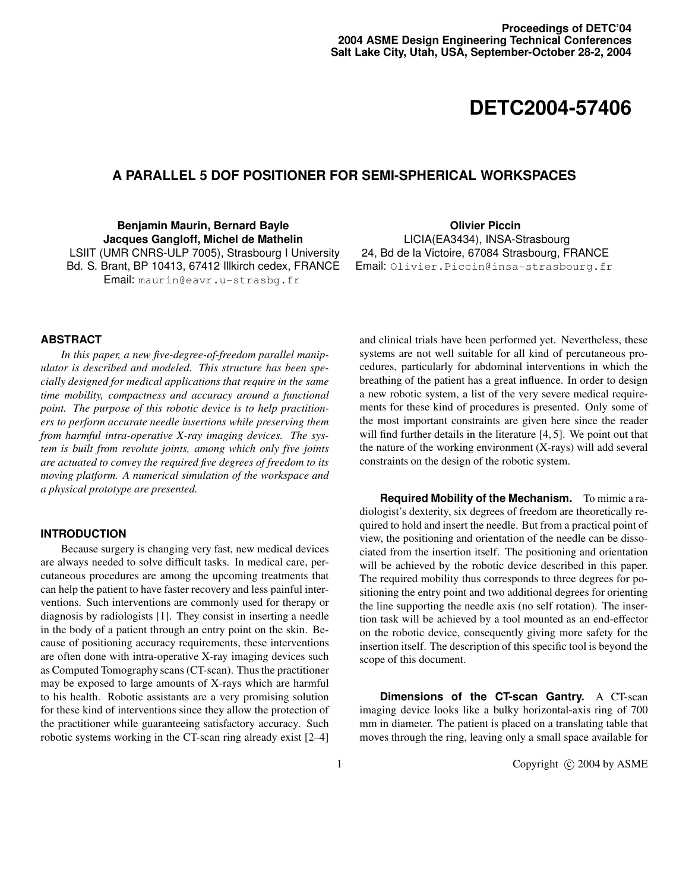**Proceedings of DETC'04**
**2004 ASME Design Engineering Technical Conferences**
**Salt Lake City, Utah, USA, September-October 28-2, 2004**

# DETC2004-57406

## A PARALLEL 5 DOF POSITIONER FOR SEMI-SPHERICAL WORKSPACES

**Benjamin Maurin, Bernard Bayle**
**Jacques Gangloff, Michel de Mathelin**
LSIIT (UMR CNRS-ULP 7005), Strasbourg I University
Bd. S. Brant, BP 10413, 67412 Illkirch cedex, FRANCE
Email: maurin@eavr.u-strasbg.fr

**Olivier Piccin**
LICIA(EA3434), INSA-Strasbourg
24, Bd de la Victoire, 67084 Strasbourg, FRANCE
Email: Olivier.Piccin@insa-strasbourg.fr

### ABSTRACT

*In this paper, a new five-degree-of-freedom parallel manipulator is described and modeled. This structure has been specially designed for medical applications that require in the same time mobility, compactness and accuracy around a functional point. The purpose of this robotic device is to help practitioners to perform accurate needle insertions while preserving them from harmful intra-operative X-ray imaging devices. The system is built from revolute joints, among which only five joints are actuated to convey the required five degrees of freedom to its moving platform. A numerical simulation of the workspace and a physical prototype are presented.*

### INTRODUCTION

Because surgery is changing very fast, new medical devices are always needed to solve difficult tasks. In medical care, percutaneous procedures are among the upcoming treatments that can help the patient to have faster recovery and less painful interventions. Such interventions are commonly used for therapy or diagnosis by radiologists [1]. They consist in inserting a needle in the body of a patient through an entry point on the skin. Because of positioning accuracy requirements, these interventions are often done with intra-operative X-ray imaging devices such as Computed Tomography scans (CT-scan). Thus the practitioner may be exposed to large amounts of X-rays which are harmful to his health. Robotic assistants are a very promising solution for these kind of interventions since they allow the protection of the practitioner while guaranteeing satisfactory accuracy. Such robotic systems working in the CT-scan ring already exist [2–4] and clinical trials have been performed yet. Nevertheless, these systems are not well suitable for all kind of percutaneous procedures, particularly for abdominal interventions in which the breathing of the patient has a great influence. In order to design a new robotic system, a list of the very severe medical requirements for these kind of procedures is presented. Only some of the most important constraints are given here since the reader will find further details in the literature [4, 5]. We point out that the nature of the working environment (X-rays) will add several constraints on the design of the robotic system.

**Required Mobility of the Mechanism.** To mimic a radiologist's dexterity, six degrees of freedom are theoretically required to hold and insert the needle. But from a practical point of view, the positioning and orientation of the needle can be dissociated from the insertion itself. The positioning and orientation will be achieved by the robotic device described in this paper. The required mobility thus corresponds to three degrees for positioning the entry point and two additional degrees for orienting the line supporting the needle axis (no self rotation). The insertion task will be achieved by a tool mounted as an end-effector on the robotic device, consequently giving more safety for the insertion itself. The description of this specific tool is beyond the scope of this document.

**Dimensions of the CT-scan Gantry.** A CT-scan imaging device looks like a bulky horizontal-axis ring of 700 mm in diameter. The patient is placed on a translating table that moves through the ring, leaving only a small space available for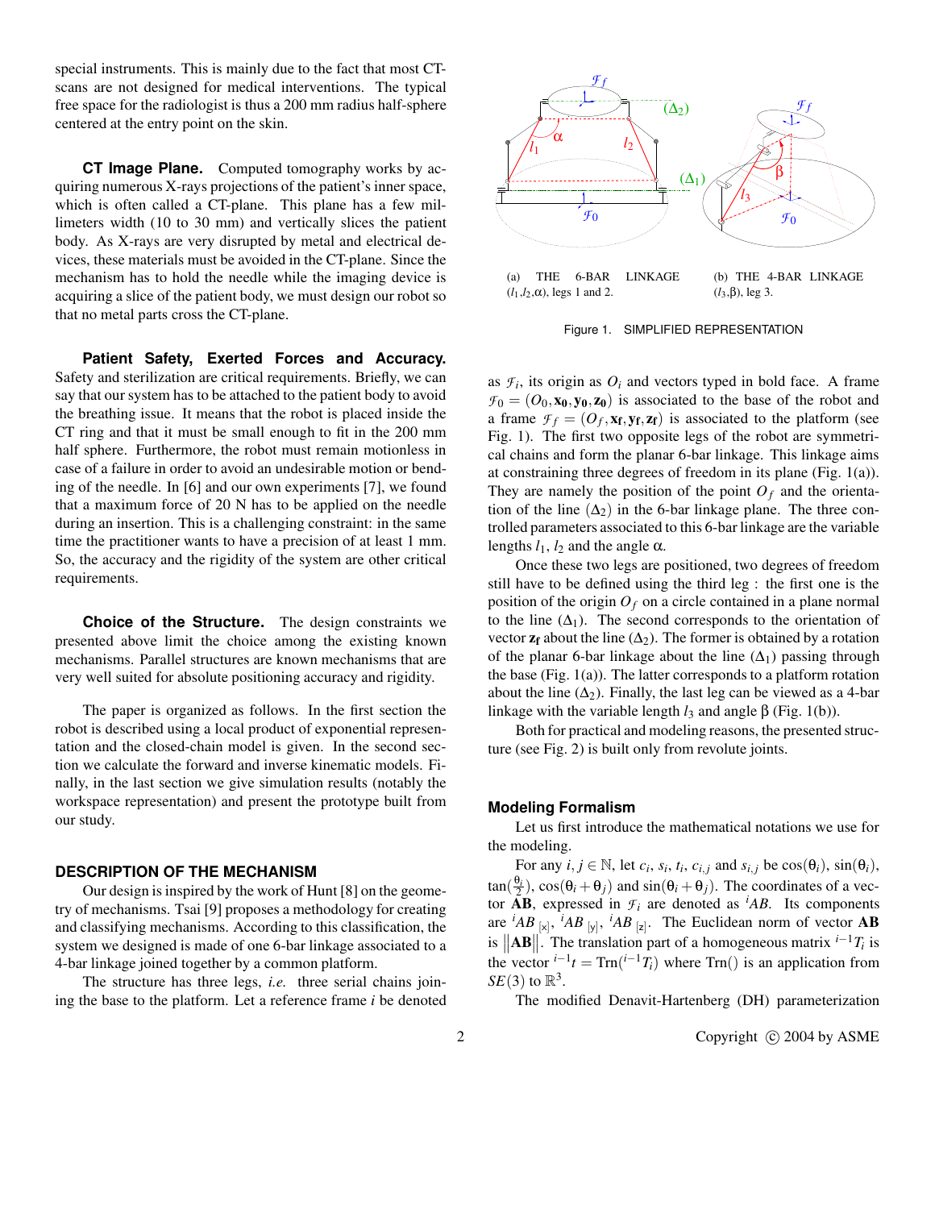special instruments. This is mainly due to the fact that most CT-scans are not designed for medical interventions. The typical free space for the radiologist is thus a 200 mm radius half-sphere centered at the entry point on the skin.

**CT Image Plane.** Computed tomography works by acquiring numerous X-rays projections of the patient's inner space, which is often called a CT-plane. This plane has a few millimeters width (10 to 30 mm) and vertically slices the patient body. As X-rays are very disrupted by metal and electrical devices, these materials must be avoided in the CT-plane. Since the mechanism has to hold the needle while the imaging device is acquiring a slice of the patient body, we must design our robot so that no metal parts cross the CT-plane.

**Patient Safety, Exerted Forces and Accuracy.** Safety and sterilization are critical requirements. Briefly, we can say that our system has to be attached to the patient body to avoid the breathing issue. It means that the robot is placed inside the CT ring and that it must be small enough to fit in the 200 mm half sphere. Furthermore, the robot must remain motionless in case of a failure in order to avoid an undesirable motion or bending of the needle. In [6] and our own experiments [7], we found that a maximum force of 20 N has to be applied on the needle during an insertion. This is a challenging constraint: in the same time the practitioner wants to have a precision of at least 1 mm. So, the accuracy and the rigidity of the system are other critical requirements.

**Choice of the Structure.** The design constraints we presented above limit the choice among the existing known mechanisms. Parallel structures are known mechanisms that are very well suited for absolute positioning accuracy and rigidity.

The paper is organized as follows. In the first section the robot is described using a local product of exponential representation and the closed-chain model is given. In the second section we calculate the forward and inverse kinematic models. Finally, in the last section we give simulation results (notably the workspace representation) and present the prototype built from our study.

## DESCRIPTION OF THE MECHANISM

Our design is inspired by the work of Hunt [8] on the geometry of mechanisms. Tsai [9] proposes a methodology for creating and classifying mechanisms. According to this classification, the system we designed is made of one 6-bar linkage associated to a 4-bar linkage joined together by a common platform.

The structure has three legs, *i.e.* three serial chains joining the base to the platform. Let a reference frame $i$ be denoted

$\mathcal{F}_f$
$(\Delta_2)$
$\alpha$
$l_1$
$l_2$
$(\Delta_1)$
$\mathcal{F}_0$
$\mathcal{F}_f$
$\beta$
$l_3$
$\mathcal{F}_0$

(a) THE 6-BAR LINKAGE ($l_1$,$l_2$,$\alpha$), legs 1 and 2.

(b) THE 4-BAR LINKAGE ($l_3$,$\beta$), leg 3.

Figure 1. SIMPLIFIED REPRESENTATION

as $\mathcal{F}_i$, its origin as $O_i$ and vectors typed in bold face. A frame $\mathcal{F}_0 = (O_0, \mathbf{x_0}, \mathbf{y_0}, \mathbf{z_0})$ is associated to the base of the robot and a frame $\mathcal{F}_f = (O_f, \mathbf{x_f}, \mathbf{y_f}, \mathbf{z_f})$ is associated to the platform (see Fig. 1). The first two opposite legs of the robot are symmetrical chains and form the planar 6-bar linkage. This linkage aims at constraining three degrees of freedom in its plane (Fig. 1(a)). They are namely the position of the point $O_f$ and the orientation of the line $(\Delta_2)$ in the 6-bar linkage plane. The three controlled parameters associated to this 6-bar linkage are the variable lengths $l_1$, $l_2$ and the angle $\alpha$.

Once these two legs are positioned, two degrees of freedom still have to be defined using the third leg : the first one is the position of the origin $O_f$ on a circle contained in a plane normal to the line $(\Delta_1)$. The second corresponds to the orientation of vector $\mathbf{z_f}$ about the line $(\Delta_2)$. The former is obtained by a rotation of the planar 6-bar linkage about the line $(\Delta_1)$ passing through the base (Fig. 1(a)). The latter corresponds to a platform rotation about the line $(\Delta_2)$. Finally, the last leg can be viewed as a 4-bar linkage with the variable length $l_3$ and angle $\beta$ (Fig. 1(b)).

Both for practical and modeling reasons, the presented structure (see Fig. 2) is built only from revolute joints.

### Modeling Formalism

Let us first introduce the mathematical notations we use for the modeling.

For any $i, j \in \mathbb{N}$, let $c_i$, $s_i$, $t_i$, $c_{i,j}$ and $s_{i,j}$ be $\cos(\theta_i)$, $\sin(\theta_i)$, $\tan(\frac{\theta_i}{2})$, $\cos(\theta_i + \theta_j)$ and $\sin(\theta_i + \theta_j)$. The coordinates of a vector $\mathbf{AB}$, expressed in $\mathcal{F}_i$ are denoted as ${}^{i}AB$. Its components are ${}^{i}AB_{[x]}$, ${}^{i}AB_{[y]}$, ${}^{i}AB_{[z]}$. The Euclidean norm of vector $\mathbf{AB}$ is $\|\mathbf{AB}\|$. The translation part of a homogeneous matrix ${}^{i-1}T_i$ is the vector ${}^{i-1}t = \text{Trn}({}^{i-1}T_i)$ where Trn() is an application from $SE(3)$ to $\mathbb{R}^3$.

The modified Denavit-Hartenberg (DH) parameterization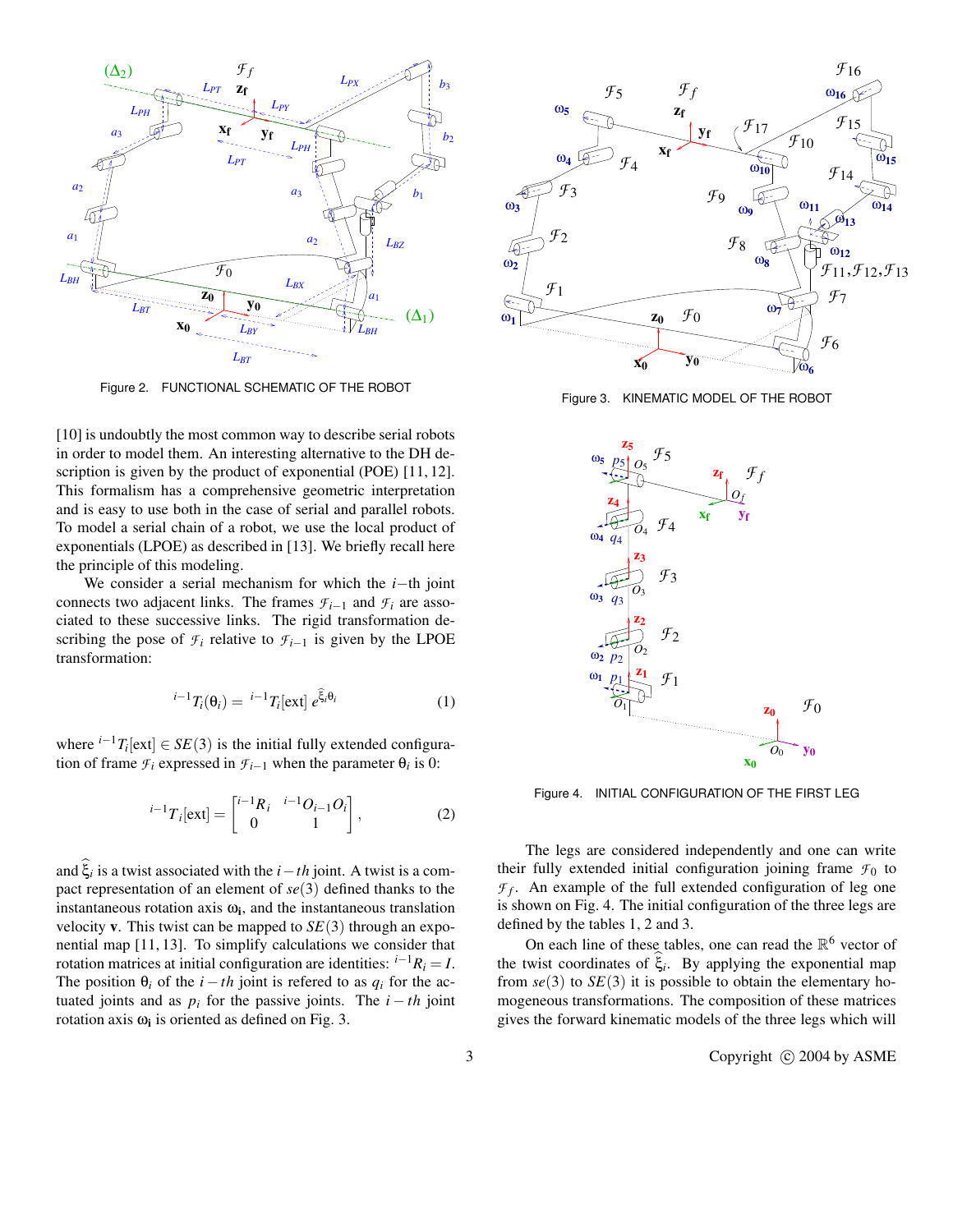Figure 2. FUNCTIONAL SCHEMATIC OF THE ROBOT

Figure 3. KINEMATIC MODEL OF THE ROBOT

[10] is undoubtly the most common way to describe serial robots in order to model them. An interesting alternative to the DH description is given by the product of exponential (POE) [11, 12]. This formalism has a comprehensive geometric interpretation and is easy to use both in the case of serial and parallel robots. To model a serial chain of a robot, we use the local product of exponentials (LPOE) as described in [13]. We briefly recall here the principle of this modeling.

We consider a serial mechanism for which the $i-$th joint connects two adjacent links. The frames $\mathcal{F}_{i-1}$ and $\mathcal{F}_i$ are associated to these successive links. The rigid transformation describing the pose of $\mathcal{F}_i$ relative to $\mathcal{F}_{i-1}$ is given by the LPOE transformation:

$$^{i-1}T_i(\theta_i) = {}^{i-1}T_i[\text{ext}]\, e^{\hat{\xi}_i \theta_i} \tag{1}$$

where $^{i-1}T_i[\text{ext}] \in SE(3)$ is the initial fully extended configuration of frame $\mathcal{F}_i$ expressed in $\mathcal{F}_{i-1}$ when the parameter $\theta_i$ is 0:

$$^{i-1}T_i[\text{ext}] = \begin{bmatrix} ^{i-1}R_i & ^{i-1}O_{i-1}O_i \\ 0 & 1 \end{bmatrix}, \tag{2}$$

and $\hat{\xi}_i$ is a twist associated with the $i-th$ joint. A twist is a compact representation of an element of $se(3)$ defined thanks to the instantaneous rotation axis $\omega_\mathbf{i}$, and the instantaneous translation velocity $\mathbf{v}$. This twist can be mapped to $SE(3)$ through an exponential map [11, 13]. To simplify calculations we consider that rotation matrices at initial configuration are identities: $^{i-1}R_i = I$. The position $\theta_i$ of the $i-th$ joint is refered to as $q_i$ for the actuated joints and as $p_i$ for the passive joints. The $i-th$ joint rotation axis $\omega_\mathbf{i}$ is oriented as defined on Fig. 3.

Figure 4. INITIAL CONFIGURATION OF THE FIRST LEG

The legs are considered independently and one can write their fully extended initial configuration joining frame $\mathcal{F}_0$ to $\mathcal{F}_f$. An example of the full extended configuration of leg one is shown on Fig. 4. The initial configuration of the three legs are defined by the tables 1, 2 and 3.

On each line of these tables, one can read the $\mathbb{R}^6$ vector of the twist coordinates of $\hat{\xi}_i$. By applying the exponential map from $se(3)$ to $SE(3)$ it is possible to obtain the elementary homogeneous transformations. The composition of these matrices gives the forward kinematic models of the three legs which will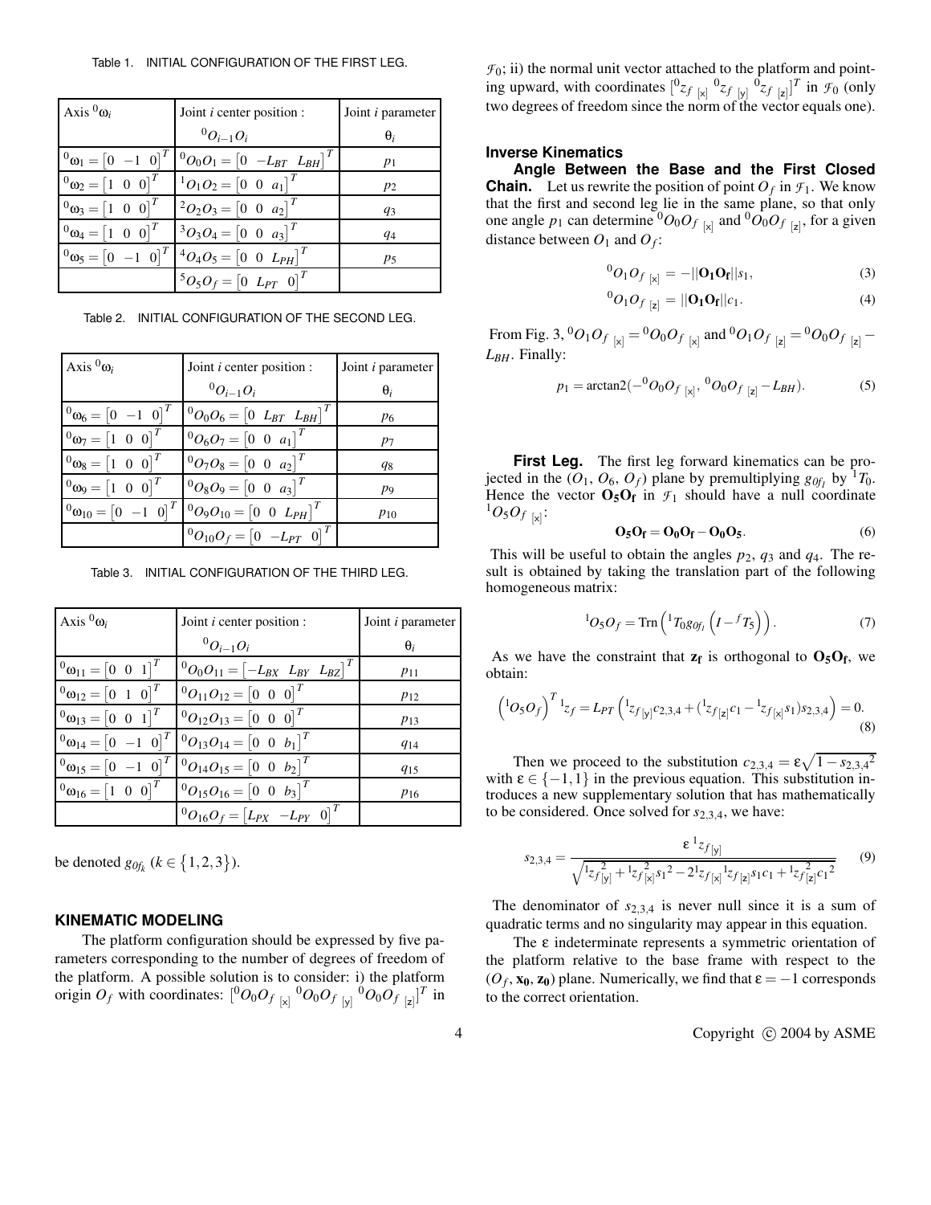Table 1. INITIAL CONFIGURATION OF THE FIRST LEG.

| Axis ${}^0\omega_i$ | Joint $i$ center position : ${}^0O_{i-1}O_i$ | Joint $i$ parameter $\theta_i$ |
|---|---|---|
| ${}^0\omega_1 = \begin{bmatrix}0 & -1 & 0\end{bmatrix}^T$ | ${}^0O_0O_1 = \begin{bmatrix}0 & -L_{BT} & L_{BH}\end{bmatrix}^T$ | $p_1$ |
| ${}^0\omega_2 = \begin{bmatrix}1 & 0 & 0\end{bmatrix}^T$ | ${}^1O_1O_2 = \begin{bmatrix}0 & 0 & a_1\end{bmatrix}^T$ | $p_2$ |
| ${}^0\omega_3 = \begin{bmatrix}1 & 0 & 0\end{bmatrix}^T$ | ${}^2O_2O_3 = \begin{bmatrix}0 & 0 & a_2\end{bmatrix}^T$ | $q_3$ |
| ${}^0\omega_4 = \begin{bmatrix}1 & 0 & 0\end{bmatrix}^T$ | ${}^3O_3O_4 = \begin{bmatrix}0 & 0 & a_3\end{bmatrix}^T$ | $q_4$ |
| ${}^0\omega_5 = \begin{bmatrix}0 & -1 & 0\end{bmatrix}^T$ | ${}^4O_4O_5 = \begin{bmatrix}0 & 0 & L_{PH}\end{bmatrix}^T$ | $p_5$ |
| | ${}^5O_5O_f = \begin{bmatrix}0 & L_{PT} & 0\end{bmatrix}^T$ | |

Table 2. INITIAL CONFIGURATION OF THE SECOND LEG.

| Axis ${}^0\omega_i$ | Joint $i$ center position : ${}^0O_{i-1}O_i$ | Joint $i$ parameter $\theta_i$ |
|---|---|---|
| ${}^0\omega_6 = \begin{bmatrix}0 & -1 & 0\end{bmatrix}^T$ | ${}^0O_0O_6 = \begin{bmatrix}0 & L_{BT} & L_{BH}\end{bmatrix}^T$ | $p_6$ |
| ${}^0\omega_7 = \begin{bmatrix}1 & 0 & 0\end{bmatrix}^T$ | ${}^0O_6O_7 = \begin{bmatrix}0 & 0 & a_1\end{bmatrix}^T$ | $p_7$ |
| ${}^0\omega_8 = \begin{bmatrix}1 & 0 & 0\end{bmatrix}^T$ | ${}^0O_7O_8 = \begin{bmatrix}0 & 0 & a_2\end{bmatrix}^T$ | $q_8$ |
| ${}^0\omega_9 = \begin{bmatrix}1 & 0 & 0\end{bmatrix}^T$ | ${}^0O_8O_9 = \begin{bmatrix}0 & 0 & a_3\end{bmatrix}^T$ | $p_9$ |
| ${}^0\omega_{10} = \begin{bmatrix}0 & -1 & 0\end{bmatrix}^T$ | ${}^0O_9O_{10} = \begin{bmatrix}0 & 0 & L_{PH}\end{bmatrix}^T$ | $p_{10}$ |
| | ${}^0O_{10}O_f = \begin{bmatrix}0 & -L_{PT} & 0\end{bmatrix}^T$ | |

Table 3. INITIAL CONFIGURATION OF THE THIRD LEG.

| Axis ${}^0\omega_i$ | Joint $i$ center position : ${}^0O_{i-1}O_i$ | Joint $i$ parameter $\theta_i$ |
|---|---|---|
| ${}^0\omega_{11} = \begin{bmatrix}0 & 0 & 1\end{bmatrix}^T$ | ${}^0O_0O_{11} = \begin{bmatrix}-L_{BX} & L_{BY} & L_{BZ}\end{bmatrix}^T$ | $p_{11}$ |
| ${}^0\omega_{12} = \begin{bmatrix}0 & 1 & 0\end{bmatrix}^T$ | ${}^0O_{11}O_{12} = \begin{bmatrix}0 & 0 & 0\end{bmatrix}^T$ | $p_{12}$ |
| ${}^0\omega_{13} = \begin{bmatrix}0 & 0 & 1\end{bmatrix}^T$ | ${}^0O_{12}O_{13} = \begin{bmatrix}0 & 0 & 0\end{bmatrix}^T$ | $p_{13}$ |
| ${}^0\omega_{14} = \begin{bmatrix}0 & -1 & 0\end{bmatrix}^T$ | ${}^0O_{13}O_{14} = \begin{bmatrix}0 & 0 & b_1\end{bmatrix}^T$ | $q_{14}$ |
| ${}^0\omega_{15} = \begin{bmatrix}0 & -1 & 0\end{bmatrix}^T$ | ${}^0O_{14}O_{15} = \begin{bmatrix}0 & 0 & b_2\end{bmatrix}^T$ | $q_{15}$ |
| ${}^0\omega_{16} = \begin{bmatrix}1 & 0 & 0\end{bmatrix}^T$ | ${}^0O_{15}O_{16} = \begin{bmatrix}0 & 0 & b_3\end{bmatrix}^T$ | $p_{16}$ |
| | ${}^0O_{16}O_f = \begin{bmatrix}L_{PX} & -L_{PY} & 0\end{bmatrix}^T$ | |

be denoted $g_{0f_k}$ ($k \in \{1,2,3\}$).

## KINEMATIC MODELING

The platform configuration should be expressed by five parameters corresponding to the number of degrees of freedom of the platform. A possible solution is to consider: i) the platform origin $O_f$ with coordinates: $[{}^0O_0O_{f\ [x]}\ {}^0O_0O_{f\ [y]}\ {}^0O_0O_{f\ [z]}]^T$ in $\mathcal{F}_0$; ii) the normal unit vector attached to the platform and pointing upward, with coordinates $[{}^0z_{f\ [x]}\ {}^0z_{f\ [y]}\ {}^0z_{f\ [z]}]^T$ in $\mathcal{F}_0$ (only two degrees of freedom since the norm of the vector equals one).

### Inverse Kinematics

**Angle Between the Base and the First Closed Chain.** Let us rewrite the position of point $O_f$ in $\mathcal{F}_1$. We know that the first and second leg lie in the same plane, so that only one angle $p_1$ can determine ${}^0O_0O_{f\ [x]}$ and ${}^0O_0O_{f\ [z]}$, for a given distance between $O_1$ and $O_f$:

$$ {}^0O_1O_{f\ [x]} = -||\mathbf{O_1O_f}||s_1, \tag{3} $$

$$ {}^0O_1O_{f\ [z]} = ||\mathbf{O_1O_f}||c_1. \tag{4} $$

From Fig. 3, ${}^0O_1O_{f\ [x]} = {}^0O_0O_{f\ [x]}$ and ${}^0O_1O_{f\ [z]} = {}^0O_0O_{f\ [z]} - L_{BH}$. Finally:

$$ p_1 = \arctan 2(-{}^0O_0O_{f\ [x]},\ {}^0O_0O_{f\ [z]} - L_{BH}). \tag{5} $$

**First Leg.** The first leg forward kinematics can be projected in the ($O_1$, $O_6$, $O_f$) plane by premultiplying $g_{0f_1}$ by ${}^1T_0$. Hence the vector $\mathbf{O_5O_f}$ in $\mathcal{F}_1$ should have a null coordinate ${}^1O_5O_{f\ [x]}$:

$$ \mathbf{O_5O_f} = \mathbf{O_0O_f} - \mathbf{O_0O_5}. \tag{6} $$

This will be useful to obtain the angles $p_2$, $q_3$ and $q_4$. The result is obtained by taking the translation part of the following homogeneous matrix:

$$ {}^1O_5O_f = \mathrm{Trn}\left({}^1T_0 g_{0f_1}\left(I - {}^fT_5\right)\right). \tag{7} $$

As we have the constraint that $\mathbf{z_f}$ is orthogonal to $\mathbf{O_5O_f}$, we obtain:

$$ \left({}^1O_5O_f\right)^T {}^1z_f = L_{PT}\left({}^1z_{f[y]}c_{2,3,4} + ({}^1z_{f[z]}c_1 - {}^1z_{f[x]}s_1)s_{2,3,4}\right) = 0. \tag{8} $$

Then we proceed to the substitution $c_{2,3,4} = \varepsilon\sqrt{1 - s_{2,3,4}{}^2}$ with $\varepsilon \in \{-1, 1\}$ in the previous equation. This substitution introduces a new supplementary solution that has mathematically to be considered. Once solved for $s_{2,3,4}$, we have:

$$ s_{2,3,4} = \frac{\varepsilon\ {}^1z_{f[y]}}{\sqrt{{}^1z_{f[y]}^2 + {}^1z_{f[x]}^2 s_1{}^2 - 2\,{}^1z_{f[x]}{}^1z_{f[z]}s_1c_1 + {}^1z_{f[z]}^2 c_1{}^2}} \tag{9} $$

The denominator of $s_{2,3,4}$ is never null since it is a sum of quadratic terms and no singularity may appear in this equation.

The $\varepsilon$ indeterminate represents a symmetric orientation of the platform relative to the base frame with respect to the ($O_f$, $\mathbf{x_0}$, $\mathbf{z_0}$) plane. Numerically, we find that $\varepsilon = -1$ corresponds to the correct orientation.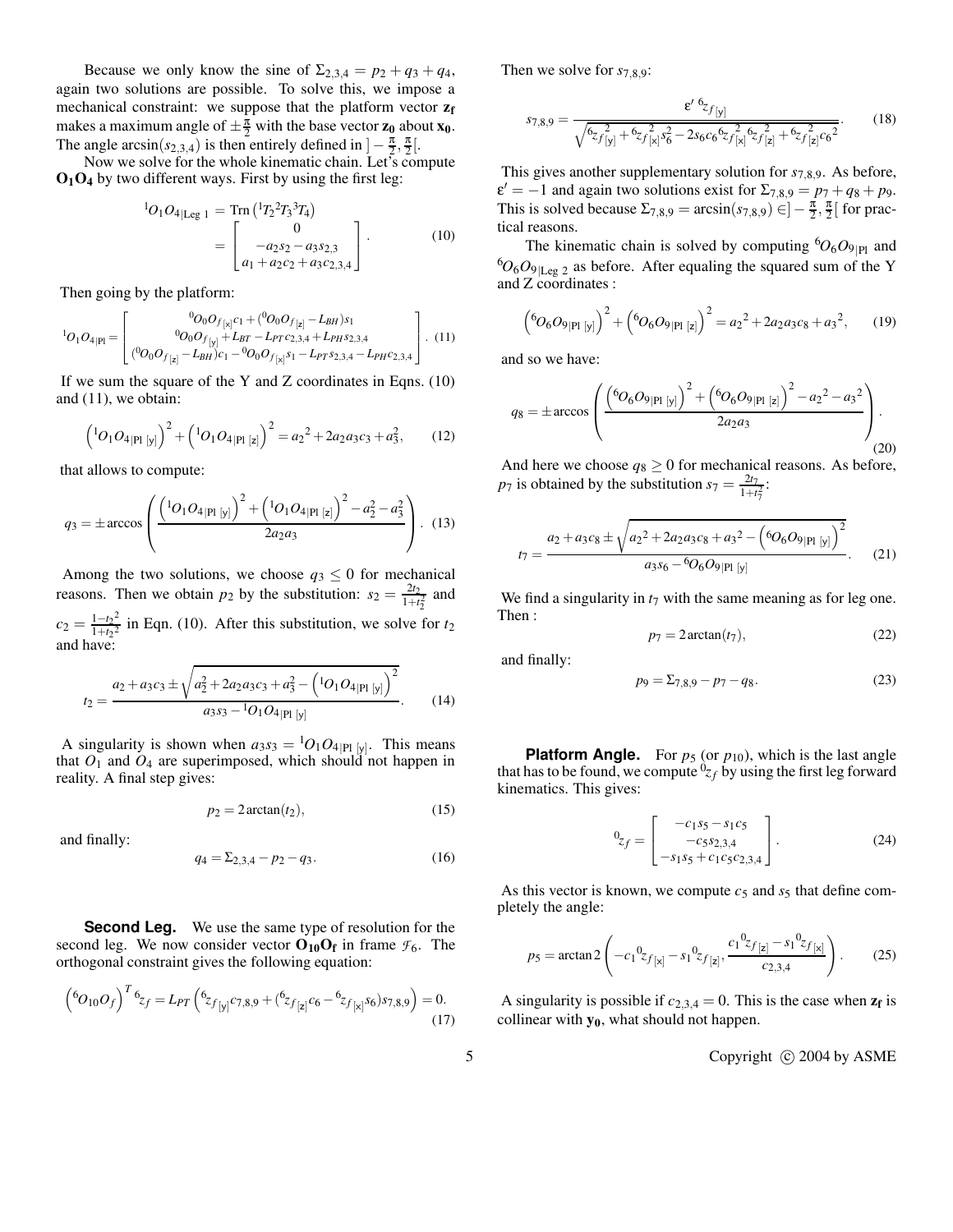Because we only know the sine of $\Sigma_{2,3,4} = p_2 + q_3 + q_4$, again two solutions are possible. To solve this, we impose a mechanical constraint: we suppose that the platform vector $\mathbf{z_f}$ makes a maximum angle of $\pm\frac{\pi}{2}$ with the base vector $\mathbf{z_0}$ about $\mathbf{x_0}$. The angle $\arcsin(s_{2,3,4})$ is then entirely defined in $]-\frac{\pi}{2}, \frac{\pi}{2}[$.

Now we solve for the whole kinematic chain. Let's compute $\mathbf{O_1O_4}$ by two different ways. First by using the first leg:

$$
\begin{aligned}
{}^1O_1O_{4|\text{Leg }1} &= \text{Trn}\left({}^1T_2{}^2T_3{}^3T_4\right) \\
&= \begin{bmatrix} 0 \\ -a_2s_2 - a_3s_{2,3} \\ a_1 + a_2c_2 + a_3c_{2,3,4} \end{bmatrix}.
\end{aligned} \tag{10}
$$

Then going by the platform:

$$
{}^1O_1O_{4|\text{Pl}} = \begin{bmatrix} {}^0O_0O_{f\,[x]}c_1 + ({}^0O_0O_{f\,[z]} - L_{BH})s_1 \\ {}^0O_0O_{f\,[y]} + L_{BT} - L_{PT}c_{2,3,4} + L_{PH}s_{2,3,4} \\ ({}^0O_0O_{f\,[z]} - L_{BH})c_1 - {}^0O_0O_{f\,[x]}s_1 - L_{PT}s_{2,3,4} - L_{PH}c_{2,3,4} \end{bmatrix}. \tag{11}
$$

If we sum the square of the Y and Z coordinates in Eqns. (10) and (11), we obtain:

$$
\left({}^1O_1O_{4|\text{Pl }[y]}\right)^2 + \left({}^1O_1O_{4|\text{Pl }[z]}\right)^2 = a_2{}^2 + 2a_2a_3c_3 + a_3^2, \tag{12}
$$

that allows to compute:

$$
q_3 = \pm\arccos\left(\frac{\left({}^1O_1O_{4|\text{Pl }[y]}\right)^2 + \left({}^1O_1O_{4|\text{Pl }[z]}\right)^2 - a_2^2 - a_3^2}{2a_2a_3}\right). \tag{13}
$$

Among the two solutions, we choose $q_3 \leq 0$ for mechanical reasons. Then we obtain $p_2$ by the substitution: $s_2 = \frac{2t_2}{1+t_2^2}$ and $c_2 = \frac{1-t_2{}^2}{1+t_2{}^2}$ in Eqn. (10). After this substitution, we solve for $t_2$ and have:

$$
t_2 = \frac{a_2 + a_3c_3 \pm \sqrt{a_2^2 + 2a_2a_3c_3 + a_3^2 - \left({}^1O_1O_{4|\text{Pl }[y]}\right)^2}}{a_3s_3 - {}^1O_1O_{4|\text{Pl }[y]}}. \tag{14}
$$

A singularity is shown when $a_3s_3 = {}^1O_1O_{4|\text{Pl }[y]}$. This means that $O_1$ and $O_4$ are superimposed, which should not happen in reality. A final step gives:

$$
p_2 = 2\arctan(t_2), \tag{15}
$$

and finally:

$$
q_4 = \Sigma_{2,3,4} - p_2 - q_3. \tag{16}
$$

**Second Leg.** We use the same type of resolution for the second leg. We now consider vector $\mathbf{O_{10}O_f}$ in frame $\mathcal{F}_6$. The orthogonal constraint gives the following equation:

$$
\left({}^6O_{10}O_f\right)^T{}^6z_f = L_{PT}\left({}^6z_{f\,[y]}c_{7,8,9} + ({}^6z_{f\,[z]}c_6 - {}^6z_{f\,[x]}s_6)s_{7,8,9}\right) = 0. \tag{17}
$$

Then we solve for $s_{7,8,9}$:

$$
s_{7,8,9} = \frac{\varepsilon'\,{}^6z_{f\,[y]}}{\sqrt{{}^6z_{f\,[y]}^2 + {}^6z_{f\,[x]}^2s_6^2 - 2s_6c_6{}^6z_{f\,[x]}^2{}^6z_{f\,[z]}^2 + {}^6z_{f\,[z]}^2c_6{}^2}}. \tag{18}
$$

This gives another supplementary solution for $s_{7,8,9}$. As before, $\varepsilon' = -1$ and again two solutions exist for $\Sigma_{7,8,9} = p_7 + q_8 + p_9$. This is solved because $\Sigma_{7,8,9} = \arcsin(s_{7,8,9}) \in ]-\frac{\pi}{2}, \frac{\pi}{2}[$ for practical reasons.

The kinematic chain is solved by computing ${}^6O_6O_{9|\text{Pl}}$ and ${}^6O_6O_{9|\text{Leg }2}$ as before. After equaling the squared sum of the Y and Z coordinates :

$$
\left({}^6O_6O_{9|\text{Pl }[y]}\right)^2 + \left({}^6O_6O_{9|\text{Pl }[z]}\right)^2 = a_2{}^2 + 2a_2a_3c_8 + a_3{}^2, \tag{19}
$$

and so we have:

$$
q_8 = \pm\arccos\left(\frac{\left({}^6O_6O_{9|\text{Pl }[y]}\right)^2 + \left({}^6O_6O_{9|\text{Pl }[z]}\right)^2 - a_2{}^2 - a_3{}^2}{2a_2a_3}\right). \tag{20}
$$

And here we choose $q_8 \geq 0$ for mechanical reasons. As before, $p_7$ is obtained by the substitution $s_7 = \frac{2t_7}{1+t_7^2}$:

$$
t_7 = \frac{a_2 + a_3c_8 \pm \sqrt{a_2{}^2 + 2a_2a_3c_8 + a_3{}^2 - \left({}^6O_6O_{9|\text{Pl }[y]}\right)^2}}{a_3s_6 - {}^6O_6O_{9|\text{Pl }[y]}}. \tag{21}
$$

We find a singularity in $t_7$ with the same meaning as for leg one. Then :

$$
p_7 = 2\arctan(t_7), \tag{22}
$$

and finally:

$$
p_9 = \Sigma_{7,8,9} - p_7 - q_8. \tag{23}
$$

**Platform Angle.** For $p_5$ (or $p_{10}$), which is the last angle that has to be found, we compute ${}^0z_f$ by using the first leg forward kinematics. This gives:

$$
{}^0z_f = \begin{bmatrix} -c_1s_5 - s_1c_5 \\ -c_5s_{2,3,4} \\ -s_1s_5 + c_1c_5c_{2,3,4} \end{bmatrix}. \tag{24}
$$

As this vector is known, we compute $c_5$ and $s_5$ that define completely the angle:

$$
p_5 = \arctan 2\left(-c_1{}^0z_{f\,[x]} - s_1{}^0z_{f\,[z]}, \frac{c_1{}^0z_{f\,[z]} - s_1{}^0z_{f\,[x]}}{c_{2,3,4}}\right). \tag{25}
$$

A singularity is possible if $c_{2,3,4} = 0$. This is the case when $\mathbf{z_f}$ is collinear with $\mathbf{y_0}$, what should not happen.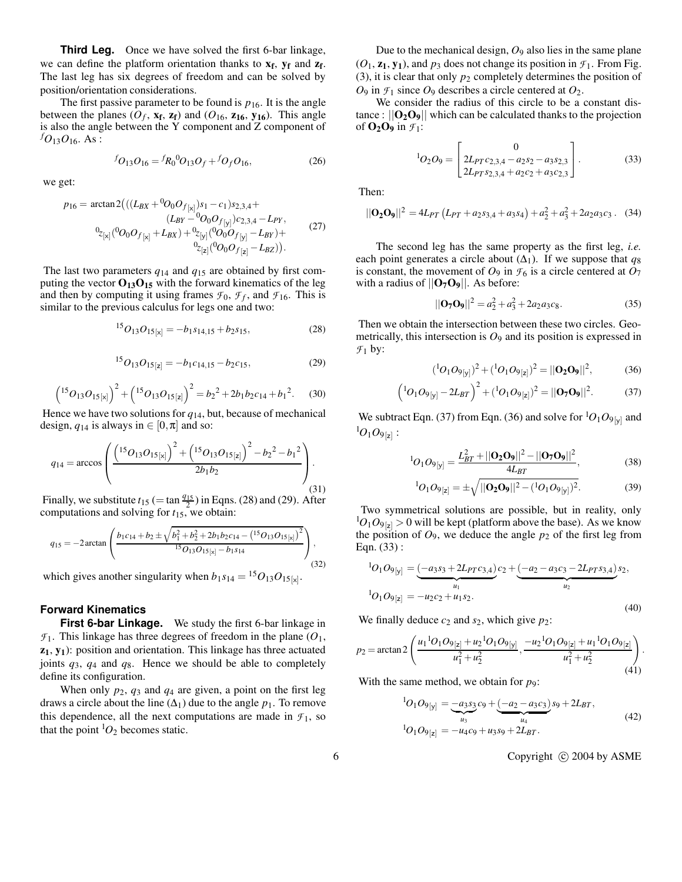**Third Leg.** Once we have solved the first 6-bar linkage, we can define the platform orientation thanks to $\mathbf{x_f}$, $\mathbf{y_f}$ and $\mathbf{z_f}$. The last leg has six degrees of freedom and can be solved by position/orientation considerations.

The first passive parameter to be found is $p_{16}$. It is the angle between the planes ($O_f$, $\mathbf{x_f}$, $\mathbf{z_f}$) and ($O_{16}$, $\mathbf{z_{16}}$, $\mathbf{y_{16}}$). This angle is also the angle between the Y component and Z component of ${}^fO_{13}O_{16}$. As :

$$ {}^fO_{13}O_{16} = {}^fR_0 {}^0O_{13}O_f + {}^fO_fO_{16}, \tag{26}$$

we get:

$$\begin{aligned} p_{16} = \arctan 2\big(((L_{BX} + {}^0O_0O_{f_{[x]}})s_1 - c_1)s_{2,3,4} + \\ (L_{BY} - {}^0O_0O_{f_{[y]}})c_{2,3,4} - L_{PY}, \\ {}^0z_{[x]}({}^0O_0O_{f_{[x]}} + L_{BX}) + {}^0z_{[y]}({}^0O_0O_{f_{[y]}} - L_{BY}) + \\ {}^0z_{[z]}({}^0O_0O_{f_{[z]}} - L_{BZ})\big). \end{aligned} \tag{27}$$

The last two parameters $q_{14}$ and $q_{15}$ are obtained by first computing the vector $\mathbf{O_{13}O_{15}}$ with the forward kinematics of the leg and then by computing it using frames $\mathcal{F}_0$, $\mathcal{F}_f$, and $\mathcal{F}_{16}$. This is similar to the previous calculus for legs one and two:

$$ {}^{15}O_{13}O_{15_{[x]}} = -b_1 s_{14,15} + b_2 s_{15}, \tag{28}$$

$$ {}^{15}O_{13}O_{15_{[z]}} = -b_1 c_{14,15} - b_2 c_{15}, \tag{29}$$

$$ \left({}^{15}O_{13}O_{15_{[x]}}\right)^2 + \left({}^{15}O_{13}O_{15_{[z]}}\right)^2 = {b_2}^2 + 2b_1b_2c_{14} + {b_1}^2. \tag{30}$$

Hence we have two solutions for $q_{14}$, but, because of mechanical design, $q_{14}$ is always in $\in [0,\pi]$ and so:

$$ q_{14} = \arccos\left(\frac{\left({}^{15}O_{13}O_{15_{[x]}}\right)^2 + \left({}^{15}O_{13}O_{15_{[z]}}\right)^2 - {b_2}^2 - {b_1}^2}{2b_1b_2}\right). \tag{31}$$

Finally, we substitute $t_{15}$ ($= \tan\frac{q_{15}}{2}$) in Eqns. (28) and (29). After computations and solving for $t_{15}$, we obtain:

$$ q_{15} = -2\arctan\left(\frac{b_1c_{14} + b_2 \pm \sqrt{b_1^2 + b_2^2 + 2b_1b_2c_{14} - \left({}^{15}O_{13}O_{15_{[x]}}\right)^2}}{{}^{15}O_{13}O_{15_{[x]}} - b_1s_{14}}\right), \tag{32}$$

which gives another singularity when $b_1s_{14} = {}^{15}O_{13}O_{15_{[x]}}$.

## Forward Kinematics

**First 6-bar Linkage.** We study the first 6-bar linkage in $\mathcal{F}_1$. This linkage has three degrees of freedom in the plane ($O_1$, $\mathbf{z_1}$, $\mathbf{y_1}$): position and orientation. This linkage has three actuated joints $q_3$, $q_4$ and $q_8$. Hence we should be able to completely define its configuration.

When only $p_2$, $q_3$ and $q_4$ are given, a point on the first leg draws a circle about the line ($\Delta_1$) due to the angle $p_1$. To remove this dependence, all the next computations are made in $\mathcal{F}_1$, so that the point ${}^1O_2$ becomes static.

Due to the mechanical design, $O_9$ also lies in the same plane ($O_1$, $\mathbf{z_1}$, $\mathbf{y_1}$), and $p_3$ does not change its position in $\mathcal{F}_1$. From Fig. (3), it is clear that only $p_2$ completely determines the position of $O_9$ in $\mathcal{F}_1$ since $O_9$ describes a circle centered at $O_2$.

We consider the radius of this circle to be a constant distance : $||\mathbf{O_2O_9}||$ which can be calculated thanks to the projection of $\mathbf{O_2O_9}$ in $\mathcal{F}_1$:

$$ {}^1O_2O_9 = \begin{bmatrix} 0 \\ 2L_{PT}c_{2,3,4} - a_2s_2 - a_3s_{2,3} \\ 2L_{PT}s_{2,3,4} + a_2c_2 + a_3c_{2,3} \end{bmatrix}. \tag{33}$$

Then:

$$ ||\mathbf{O_2O_9}||^2 = 4L_{PT}\left(L_{PT} + a_2s_{3,4} + a_3s_4\right) + a_2^2 + a_3^2 + 2a_2a_3c_3\,. \tag{34}$$

The second leg has the same property as the first leg, *i.e.* each point generates a circle about ($\Delta_1$). If we suppose that $q_8$ is constant, the movement of $O_9$ in $\mathcal{F}_6$ is a circle centered at $O_7$ with a radius of $||\mathbf{O_7O_9}||$. As before:

$$ ||\mathbf{O_7O_9}||^2 = a_2^2 + a_3^2 + 2a_2a_3c_8. \tag{35}$$

Then we obtain the intersection between these two circles. Geometrically, this intersection is $O_9$ and its position is expressed in $\mathcal{F}_1$ by:

$$ ({}^1O_1O_{9_{[y]}})^2 + ({}^1O_1O_{9_{[z]}})^2 = ||\mathbf{O_2O_9}||^2, \tag{36}$$

$$ \left({}^1O_1O_{9_{[y]}} - 2L_{BT}\right)^2 + ({}^1O_1O_{9_{[z]}})^2 = ||\mathbf{O_7O_9}||^2. \tag{37}$$

We subtract Eqn. (37) from Eqn. (36) and solve for ${}^1O_1O_{9_{[y]}}$ and ${}^1O_1O_{9_{[z]}}$ :

$$ {}^1O_1O_{9_{[y]}} = \frac{L_{BT}^2 + ||\mathbf{O_2O_9}||^2 - ||\mathbf{O_7O_9}||^2}{4L_{BT}}, \tag{38}$$

$$ {}^1O_1O_{9_{[z]}} = \pm\sqrt{||\mathbf{O_2O_9}||^2 - ({}^1O_1O_{9_{[y]}})^2}. \tag{39}$$

Two symmetrical solutions are possible, but in reality, only ${}^1O_1O_{9_{[z]}} > 0$ will be kept (platform above the base). As we know the position of $O_9$, we deduce the angle $p_2$ of the first leg from Eqn. (33) :

$$\begin{aligned} {}^1O_1O_{9_{[y]}} &= \underbrace{(-a_3s_3 + 2L_{PT}c_{3,4})}_{u_1}c_2 + \underbrace{(-a_2 - a_3c_3 - 2L_{PT}s_{3,4})}_{u_2}s_2, \\ {}^1O_1O_{9_{[z]}} &= -u_2c_2 + u_1s_2. \end{aligned} \tag{40}$$

We finally deduce $c_2$ and $s_2$, which give $p_2$:

$$ p_2 = \arctan 2\left(\frac{u_1{}^1O_1O_{9_{[z]}} + u_2{}^1O_1O_{9_{[y]}}}{u_1^2 + u_2^2}, \frac{-u_2{}^1O_1O_{9_{[z]}} + u_1{}^1O_1O_{9_{[z]}}}{u_1^2 + u_2^2}\right). \tag{41}$$

With the same method, we obtain for $p_9$:

$$\begin{aligned} {}^1O_1O_{9_{[y]}} &= \underbrace{-a_3s_3}_{u_3}c_9 + \underbrace{(-a_2 - a_3c_3)}_{u_4}s_9 + 2L_{BT}, \\ {}^1O_1O_{9_{[z]}} &= -u_4c_9 + u_3s_9 + 2L_{BT}. \end{aligned} \tag{42}$$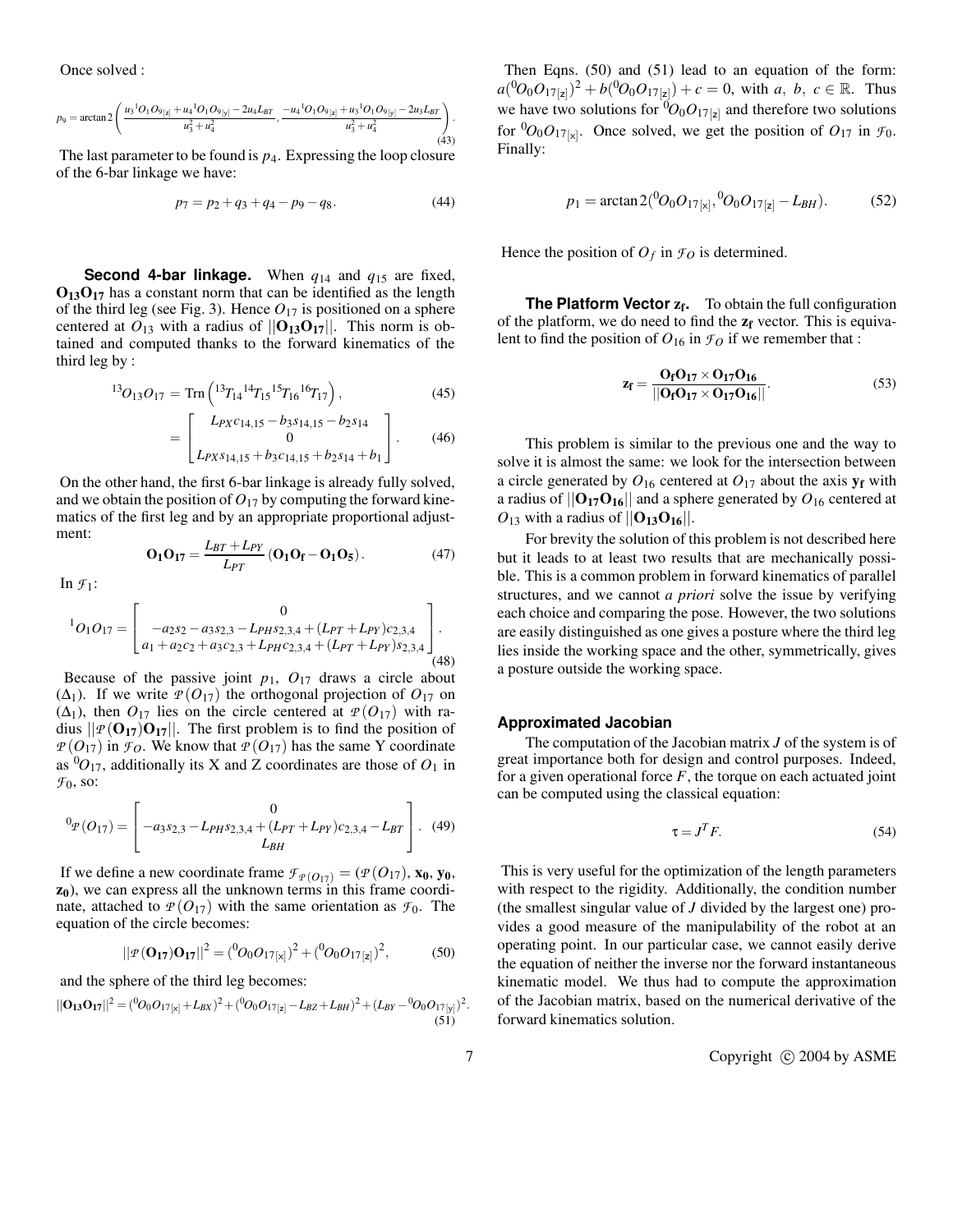Once solved :

$$p_9 = \arctan 2\left(\frac{u_3{}^1O_1O_{9[z]} + u_4{}^1O_1O_{9[y]} - 2u_4L_{BT}}{u_3^2+u_4^2}, \frac{-u_4{}^1O_1O_{9[z]} + u_3{}^1O_1O_{9[y]} - 2u_3L_{BT}}{u_3^2+u_4^2}\right). \tag{43}$$

The last parameter to be found is $p_4$. Expressing the loop closure of the 6-bar linkage we have:

$$p_7 = p_2 + q_3 + q_4 - p_9 - q_8. \tag{44}$$

**Second 4-bar linkage.** When $q_{14}$ and $q_{15}$ are fixed, $\mathbf{O_{13}O_{17}}$ has a constant norm that can be identified as the length of the third leg (see Fig. 3). Hence $O_{17}$ is positioned on a sphere centered at $O_{13}$ with a radius of $||\mathbf{O_{13}O_{17}}||$. This norm is obtained and computed thanks to the forward kinematics of the third leg by :

$$^{13}O_{13}O_{17} = \mathrm{Trn}\left({}^{13}T_{14}{}^{14}T_{15}{}^{15}T_{16}{}^{16}T_{17}\right), \tag{45}$$

$$= \begin{bmatrix} L_{PX}c_{14,15} - b_3s_{14,15} - b_2s_{14} \\ 0 \\ L_{PX}s_{14,15} + b_3c_{14,15} + b_2s_{14} + b_1 \end{bmatrix}. \tag{46}$$

On the other hand, the first 6-bar linkage is already fully solved, and we obtain the position of $O_{17}$ by computing the forward kinematics of the first leg and by an appropriate proportional adjustment:

$$\mathbf{O_1O_{17}} = \frac{L_{BT}+L_{PY}}{L_{PT}}\left(\mathbf{O_1O_f} - \mathbf{O_1O_5}\right). \tag{47}$$

In $\mathcal{F}_1$:

$$^1O_1O_{17} = \begin{bmatrix} 0 \\ -a_2s_2 - a_3s_{2,3} - L_{PH}s_{2,3,4} + (L_{PT}+L_{PY})c_{2,3,4} \\ a_1 + a_2c_2 + a_3c_{2,3} + L_{PH}c_{2,3,4} + (L_{PT}+L_{PY})s_{2,3,4} \end{bmatrix}. \tag{48}$$

Because of the passive joint $p_1$, $O_{17}$ draws a circle about $(\Delta_1)$. If we write $\mathcal{P}(O_{17})$ the orthogonal projection of $O_{17}$ on $(\Delta_1)$, then $O_{17}$ lies on the circle centered at $\mathcal{P}(O_{17})$ with radius $||\mathcal{P}(\mathbf{O_{17}})\mathbf{O_{17}}||$. The first problem is to find the position of $\mathcal{P}(O_{17})$ in $\mathcal{F}_O$. We know that $\mathcal{P}(O_{17})$ has the same Y coordinate as ${}^0O_{17}$, additionally its X and Z coordinates are those of $O_1$ in $\mathcal{F}_0$, so:

$$^0\mathcal{P}(O_{17}) = \begin{bmatrix} 0 \\ -a_3s_{2,3} - L_{PH}s_{2,3,4} + (L_{PT}+L_{PY})c_{2,3,4} - L_{BT} \\ L_{BH} \end{bmatrix}. \tag{49}$$

If we define a new coordinate frame $\mathcal{F}_{\mathcal{P}(O_{17})} = (\mathcal{P}(O_{17}), \mathbf{x_0}, \mathbf{y_0}, \mathbf{z_0})$, we can express all the unknown terms in this frame coordinate, attached to $\mathcal{P}(O_{17})$ with the same orientation as $\mathcal{F}_0$. The equation of the circle becomes:

$$||\mathcal{P}(\mathbf{O_{17}})\mathbf{O_{17}}||^2 = ({}^0O_0O_{17[x]})^2 + ({}^0O_0O_{17[z]})^2, \tag{50}$$

and the sphere of the third leg becomes:

$$||\mathbf{O_{13}O_{17}}||^2 = ({}^0O_0O_{17[x]} + L_{BX})^2 + ({}^0O_0O_{17[z]} - L_{BZ} + L_{BH})^2 + (L_{BY} - {}^0O_0O_{17[y]})^2. \tag{51}$$

Then Eqns. (50) and (51) lead to an equation of the form: $a({}^0O_0O_{17[z]})^2 + b({}^0O_0O_{17[z]}) + c = 0$, with $a,\ b,\ c \in \mathbb{R}$. Thus we have two solutions for ${}^0O_0O_{17[z]}$ and therefore two solutions for ${}^0O_0O_{17[x]}$. Once solved, we get the position of $O_{17}$ in $\mathcal{F}_0$. Finally:

$$p_1 = \arctan 2({}^0O_0O_{17[x]}, {}^0O_0O_{17[z]} - L_{BH}). \tag{52}$$

Hence the position of $O_f$ in $\mathcal{F}_O$ is determined.

**The Platform Vector $\mathbf{z_f}$.** To obtain the full configuration of the platform, we do need to find the $\mathbf{z_f}$ vector. This is equivalent to find the position of $O_{16}$ in $\mathcal{F}_O$ if we remember that :

$$\mathbf{z_f} = \frac{\mathbf{O_fO_{17}} \times \mathbf{O_{17}O_{16}}}{||\mathbf{O_fO_{17}} \times \mathbf{O_{17}O_{16}}||}. \tag{53}$$

This problem is similar to the previous one and the way to solve it is almost the same: we look for the intersection between a circle generated by $O_{16}$ centered at $O_{17}$ about the axis $\mathbf{y_f}$ with a radius of $||\mathbf{O_{17}O_{16}}||$ and a sphere generated by $O_{16}$ centered at $O_{13}$ with a radius of $||\mathbf{O_{13}O_{16}}||$.

For brevity the solution of this problem is not described here but it leads to at least two results that are mechanically possible. This is a common problem in forward kinematics of parallel structures, and we cannot *a priori* solve the issue by verifying each choice and comparing the pose. However, the two solutions are easily distinguished as one gives a posture where the third leg lies inside the working space and the other, symmetrically, gives a posture outside the working space.

### Approximated Jacobian

The computation of the Jacobian matrix $J$ of the system is of great importance both for design and control purposes. Indeed, for a given operational force $F$, the torque on each actuated joint can be computed using the classical equation:

$$\tau = J^T F. \tag{54}$$

This is very useful for the optimization of the length parameters with respect to the rigidity. Additionally, the condition number (the smallest singular value of $J$ divided by the largest one) provides a good measure of the manipulability of the robot at an operating point. In our particular case, we cannot easily derive the equation of neither the inverse nor the forward instantaneous kinematic model. We thus had to compute the approximation of the Jacobian matrix, based on the numerical derivative of the forward kinematics solution.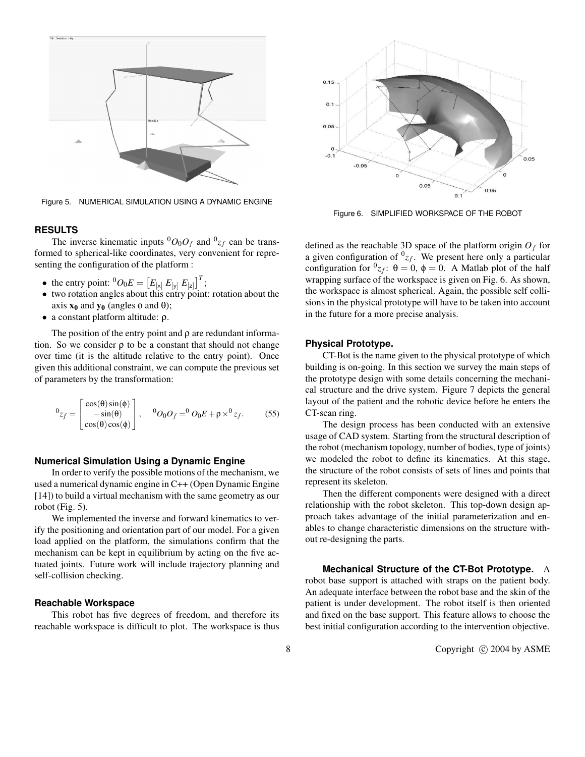Figure 5. NUMERICAL SIMULATION USING A DYNAMIC ENGINE

## RESULTS

The inverse kinematic inputs ${}^{0}O_0O_f$ and ${}^{0}z_f$ can be transformed to spherical-like coordinates, very convenient for representing the configuration of the platform :

- the entry point: ${}^{0}O_0E = \left[E_{[x]}\ E_{[y]}\ E_{[z]}\right]^T$;
- two rotation angles about this entry point: rotation about the axis $\mathbf{x_0}$ and $\mathbf{y_0}$ (angles $\phi$ and $\theta$);
- a constant platform altitude: $\rho$.

The position of the entry point and $\rho$ are redundant information. So we consider $\rho$ to be a constant that should not change over time (it is the altitude relative to the entry point). Once given this additional constraint, we can compute the previous set of parameters by the transformation:

$$
{}^{0}z_f = \begin{bmatrix} \cos(\theta)\sin(\phi) \\ -\sin(\theta) \\ \cos(\theta)\cos(\phi) \end{bmatrix}, \quad {}^{0}O_0O_f = {}^{0}O_0E + \rho \times {}^{0}z_f. \qquad (55)
$$

### Numerical Simulation Using a Dynamic Engine

In order to verify the possible motions of the mechanism, we used a numerical dynamic engine in C++ (Open Dynamic Engine [14]) to build a virtual mechanism with the same geometry as our robot (Fig. 5).

We implemented the inverse and forward kinematics to verify the positioning and orientation part of our model. For a given load applied on the platform, the simulations confirm that the mechanism can be kept in equilibrium by acting on the five actuated joints. Future work will include trajectory planning and self-collision checking.

### Reachable Workspace

This robot has five degrees of freedom, and therefore its reachable workspace is difficult to plot. The workspace is thus defined as the reachable 3D space of the platform origin $O_f$ for a given configuration of ${}^{0}z_f$. We present here only a particular configuration for ${}^{0}z_f$: $\theta = 0$, $\phi = 0$. A Matlab plot of the half wrapping surface of the workspace is given on Fig. 6. As shown, the workspace is almost spherical. Again, the possible self collisions in the physical prototype will have to be taken into account in the future for a more precise analysis.

Figure 6. SIMPLIFIED WORKSPACE OF THE ROBOT

### Physical Prototype.

CT-Bot is the name given to the physical prototype of which building is on-going. In this section we survey the main steps of the prototype design with some details concerning the mechanical structure and the drive system. Figure 7 depicts the general layout of the patient and the robotic device before he enters the CT-scan ring.

The design process has been conducted with an extensive usage of CAD system. Starting from the structural description of the robot (mechanism topology, number of bodies, type of joints) we modeled the robot to define its kinematics. At this stage, the structure of the robot consists of sets of lines and points that represent its skeleton.

Then the different components were designed with a direct relationship with the robot skeleton. This top-down design approach takes advantage of the initial parameterization and enables to change characteristic dimensions on the structure without re-designing the parts.

**Mechanical Structure of the CT-Bot Prototype.** A robot base support is attached with straps on the patient body. An adequate interface between the robot base and the skin of the patient is under development. The robot itself is then oriented and fixed on the base support. This feature allows to choose the best initial configuration according to the intervention objective.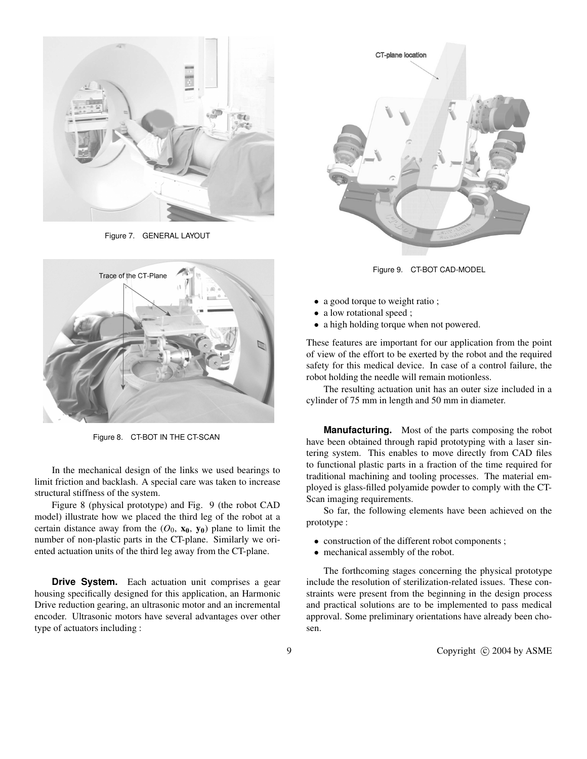Figure 7. GENERAL LAYOUT

Trace of the CT-Plane

Figure 8. CT-BOT IN THE CT-SCAN

In the mechanical design of the links we used bearings to limit friction and backlash. A special care was taken to increase structural stiffness of the system.

Figure 8 (physical prototype) and Fig. 9 (the robot CAD model) illustrate how we placed the third leg of the robot at a certain distance away from the ($O_0$, $\mathbf{x_0}$, $\mathbf{y_0}$) plane to limit the number of non-plastic parts in the CT-plane. Similarly we oriented actuation units of the third leg away from the CT-plane.

**Drive System.** Each actuation unit comprises a gear housing specifically designed for this application, an Harmonic Drive reduction gearing, an ultrasonic motor and an incremental encoder. Ultrasonic motors have several advantages over other type of actuators including :

CT-plane location

Figure 9. CT-BOT CAD-MODEL

- a good torque to weight ratio ;
- a low rotational speed ;
- a high holding torque when not powered.

These features are important for our application from the point of view of the effort to be exerted by the robot and the required safety for this medical device. In case of a control failure, the robot holding the needle will remain motionless.

The resulting actuation unit has an outer size included in a cylinder of 75 mm in length and 50 mm in diameter.

**Manufacturing.** Most of the parts composing the robot have been obtained through rapid prototyping with a laser sintering system. This enables to move directly from CAD files to functional plastic parts in a fraction of the time required for traditional machining and tooling processes. The material employed is glass-filled polyamide powder to comply with the CT-Scan imaging requirements.

So far, the following elements have been achieved on the prototype :

- construction of the different robot components ;
- mechanical assembly of the robot.

The forthcoming stages concerning the physical prototype include the resolution of sterilization-related issues. These constraints were present from the beginning in the design process and practical solutions are to be implemented to pass medical approval. Some preliminary orientations have already been chosen.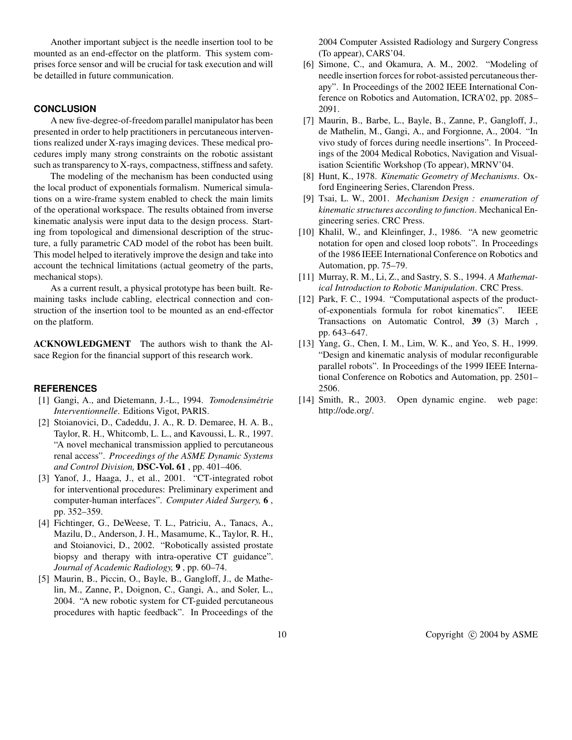Another important subject is the needle insertion tool to be mounted as an end-effector on the platform. This system comprises force sensor and will be crucial for task execution and will be detailled in future communication.

## CONCLUSION

A new five-degree-of-freedom parallel manipulator has been presented in order to help practitioners in percutaneous interventions realized under X-rays imaging devices. These medical procedures imply many strong constraints on the robotic assistant such as transparency to X-rays, compactness, stiffness and safety.

The modeling of the mechanism has been conducted using the local product of exponentials formalism. Numerical simulations on a wire-frame system enabled to check the main limits of the operational workspace. The results obtained from inverse kinematic analysis were input data to the design process. Starting from topological and dimensional description of the structure, a fully parametric CAD model of the robot has been built. This model helped to iteratively improve the design and take into account the technical limitations (actual geometry of the parts, mechanical stops).

As a current result, a physical prototype has been built. Remaining tasks include cabling, electrical connection and construction of the insertion tool to be mounted as an end-effector on the platform.

**ACKNOWLEDGMENT** The authors wish to thank the Alsace Region for the financial support of this research work.

## REFERENCES

[1] Gangi, A., and Dietemann, J.-L., 1994. *Tomodensimétrie Interventionnelle*. Editions Vigot, PARIS.

[2] Stoianovici, D., Cadeddu, J. A., R. D. Demaree, H. A. B., Taylor, R. H., Whitcomb, L. L., and Kavoussi, L. R., 1997. "A novel mechanical transmission applied to percutaneous renal access". *Proceedings of the ASME Dynamic Systems and Control Division,* **DSC-Vol. 61** , pp. 401–406.

[3] Yanof, J., Haaga, J., et al., 2001. "CT-integrated robot for interventional procedures: Preliminary experiment and computer-human interfaces". *Computer Aided Surgery,* **6** , pp. 352–359.

[4] Fichtinger, G., DeWeese, T. L., Patriciu, A., Tanacs, A., Mazilu, D., Anderson, J. H., Masamume, K., Taylor, R. H., and Stoianovici, D., 2002. "Robotically assisted prostate biopsy and therapy with intra-operative CT guidance". *Journal of Academic Radiology,* **9** , pp. 60–74.

[5] Maurin, B., Piccin, O., Bayle, B., Gangloff, J., de Mathelin, M., Zanne, P., Doignon, C., Gangi, A., and Soler, L., 2004. "A new robotic system for CT-guided percutaneous procedures with haptic feedback". In Proceedings of the 2004 Computer Assisted Radiology and Surgery Congress (To appear), CARS'04.

[6] Simone, C., and Okamura, A. M., 2002. "Modeling of needle insertion forces for robot-assisted percutaneous therapy". In Proceedings of the 2002 IEEE International Conference on Robotics and Automation, ICRA'02, pp. 2085–2091.

[7] Maurin, B., Barbe, L., Bayle, B., Zanne, P., Gangloff, J., de Mathelin, M., Gangi, A., and Forgionne, A., 2004. "In vivo study of forces during needle insertions". In Proceedings of the 2004 Medical Robotics, Navigation and Visualisation Scientific Workshop (To appear), MRNV'04.

[8] Hunt, K., 1978. *Kinematic Geometry of Mechanisms*. Oxford Engineering Series, Clarendon Press.

[9] Tsai, L. W., 2001. *Mechanism Design : enumeration of kinematic structures according to function*. Mechanical Engineering series. CRC Press.

[10] Khalil, W., and Kleinfinger, J., 1986. "A new geometric notation for open and closed loop robots". In Proceedings of the 1986 IEEE International Conference on Robotics and Automation, pp. 75–79.

[11] Murray, R. M., Li, Z., and Sastry, S. S., 1994. *A Mathematical Introduction to Robotic Manipulation*. CRC Press.

[12] Park, F. C., 1994. "Computational aspects of the product-of-exponentials formula for robot kinematics". IEEE Transactions on Automatic Control, **39** (3) March , pp. 643–647.

[13] Yang, G., Chen, I. M., Lim, W. K., and Yeo, S. H., 1999. "Design and kinematic analysis of modular reconfigurable parallel robots". In Proceedings of the 1999 IEEE International Conference on Robotics and Automation, pp. 2501–2506.

[14] Smith, R., 2003. Open dynamic engine. web page: http://ode.org/.